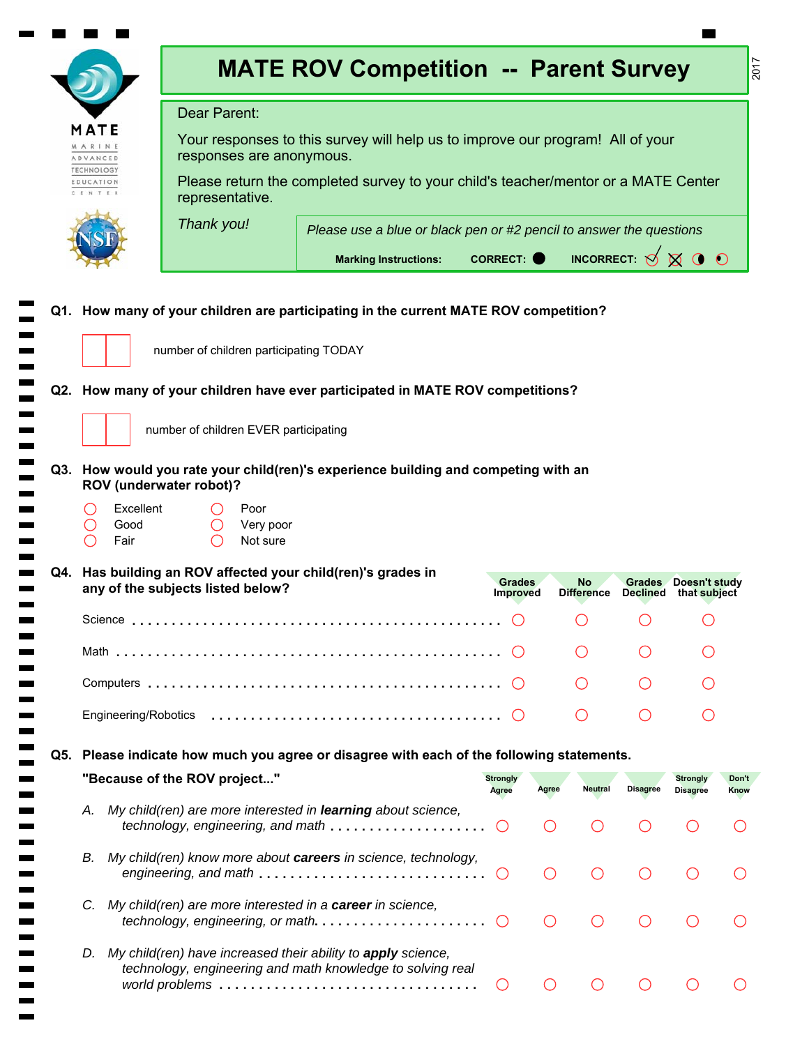# MATE ROV Competition -- Parent Survey

2017

MATE
MARINE ADVANCED TECHNOLOGY EDUCATION CENTER

Dear Parent:

Your responses to this survey will help us to improve our program! All of your responses are anonymous.

Please return the completed survey to your child's teacher/mentor or a MATE Center representative.

*Thank you!*

*Please use a blue or black pen or #2 pencil to answer the questions*

**Marking Instructions:** **CORRECT:** ● **INCORRECT:** ✓ ☒ ◐ ⊙

**Q1. How many of your children are participating in the current MATE ROV competition?**

☐☐ number of children participating TODAY

**Q2. How many of your children have ever participated in MATE ROV competitions?**

☐☐ number of children EVER participating

**Q3. How would you rate your child(ren)'s experience building and competing with an ROV (underwater robot)?**

- ○ Excellent
- ○ Good
- ○ Fair
- ○ Poor
- ○ Very poor
- ○ Not sure

**Q4. Has building an ROV affected your child(ren)'s grades in any of the subjects listed below?**

| | Grades Improved | No Difference | Grades Declined | Doesn't study that subject |
|---|---|---|---|---|
| Science | ○ | ○ | ○ | ○ |
| Math | ○ | ○ | ○ | ○ |
| Computers | ○ | ○ | ○ | ○ |
| Engineering/Robotics | ○ | ○ | ○ | ○ |

**Q5. Please indicate how much you agree or disagree with each of the following statements.**

**"Because of the ROV project..."**

| | Strongly Agree | Agree | Neutral | Disagree | Strongly Disagree | Don't Know |
|---|---|---|---|---|---|---|
| *A. My child(ren) are more interested in **learning** about science, technology, engineering, and math* | ○ | ○ | ○ | ○ | ○ | ○ |
| *B. My child(ren) know more about **careers** in science, technology, engineering, and math* | ○ | ○ | ○ | ○ | ○ | ○ |
| *C. My child(ren) are more interested in a **career** in science, technology, engineering, or math.* | ○ | ○ | ○ | ○ | ○ | ○ |
| *D. My child(ren) have increased their ability to **apply** science, technology, engineering and math knowledge to solving real world problems* | ○ | ○ | ○ | ○ | ○ | ○ |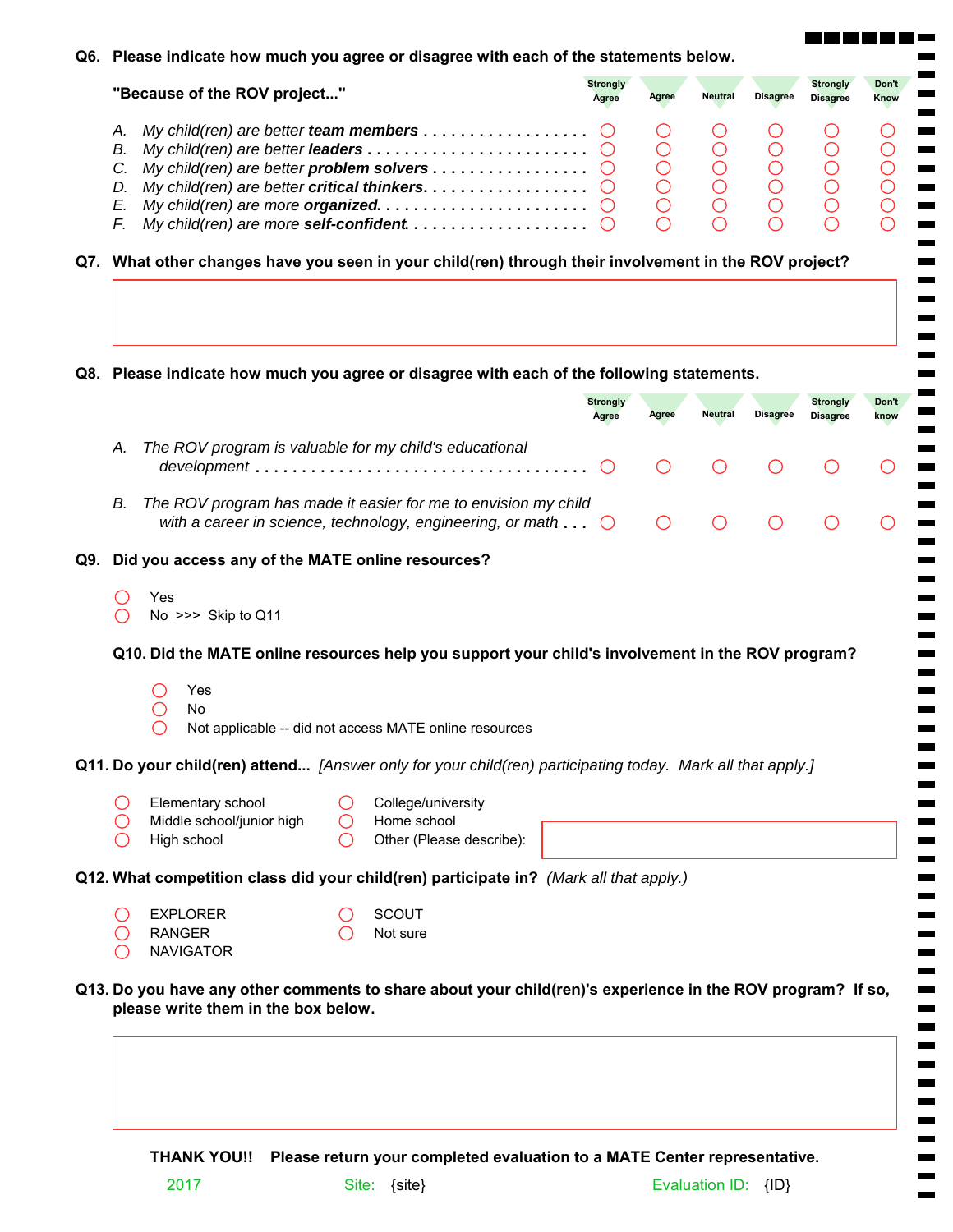**Q6. Please indicate how much you agree or disagree with each of the statements below.**

| **"Because of the ROV project..."** | Strongly Agree | Agree | Neutral | Disagree | Strongly Disagree | Don't Know |
|---|---|---|---|---|---|---|
| *A. My child(ren) are better **team members*** | ○ | ○ | ○ | ○ | ○ | ○ |
| *B. My child(ren) are better **leaders*** | ○ | ○ | ○ | ○ | ○ | ○ |
| *C. My child(ren) are better **problem solvers*** | ○ | ○ | ○ | ○ | ○ | ○ |
| *D. My child(ren) are better **critical thinkers**.* | ○ | ○ | ○ | ○ | ○ | ○ |
| *E. My child(ren) are more **organized**.* | ○ | ○ | ○ | ○ | ○ | ○ |
| *F. My child(ren) are more **self-confident**.* | ○ | ○ | ○ | ○ | ○ | ○ |

**Q7. What other changes have you seen in your child(ren) through their involvement in the ROV project?**

**Q8. Please indicate how much you agree or disagree with each of the following statements.**

| | Strongly Agree | Agree | Neutral | Disagree | Strongly Disagree | Don't know |
|---|---|---|---|---|---|---|
| *A. The ROV program is valuable for my child's educational development* | ○ | ○ | ○ | ○ | ○ | ○ |
| *B. The ROV program has made it easier for me to envision my child with a career in science, technology, engineering, or math* | ○ | ○ | ○ | ○ | ○ | ○ |

**Q9. Did you access any of the MATE online resources?**

- ○ Yes
- ○ No >>> Skip to Q11

**Q10. Did the MATE online resources help you support your child's involvement in the ROV program?**

- ○ Yes
- ○ No
- ○ Not applicable -- did not access MATE online resources

**Q11. Do your child(ren) attend...** *[Answer only for your child(ren) participating today. Mark all that apply.]*

- ○ Elementary school
- ○ Middle school/junior high
- ○ High school
- ○ College/university
- ○ Home school
- ○ Other (Please describe):

**Q12. What competition class did your child(ren) participate in?** *(Mark all that apply.)*

- ○ EXPLORER
- ○ RANGER
- ○ NAVIGATOR
- ○ SCOUT
- ○ Not sure

**Q13. Do you have any other comments to share about your child(ren)'s experience in the ROV program? If so, please write them in the box below.**

**THANK YOU!! Please return your completed evaluation to a MATE Center representative.**

2017 Site: {site} Evaluation ID: {ID}